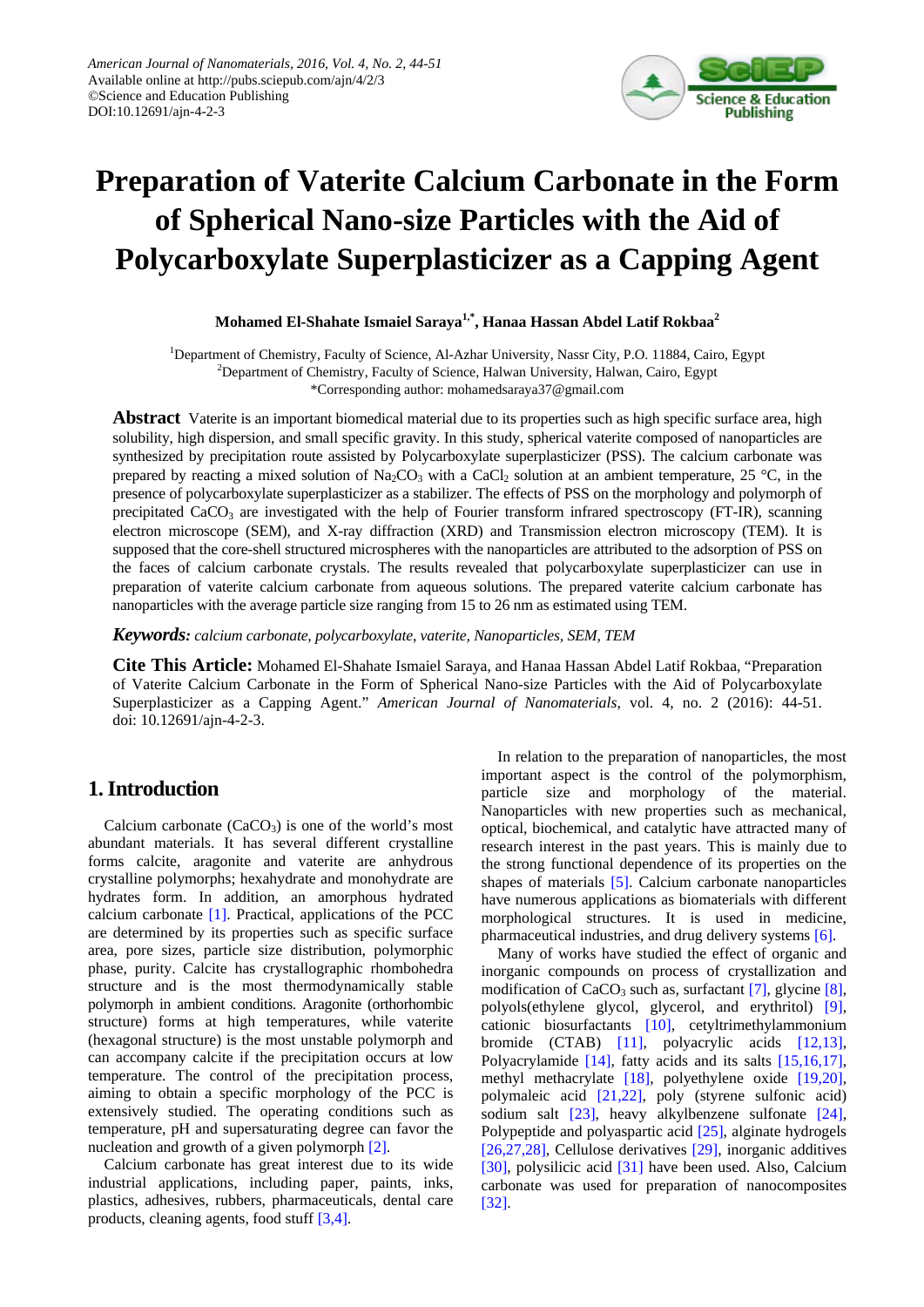American Journal of Nanomaterials, 2016, Vol. 4, No. 2, 44-51
Available online at http://pubs.sciepub.com/ajn/4/2/3
©Science and Education Publishing
DOI:10.12691/ajn-4-2-3

# Preparation of Vaterite Calcium Carbonate in the Form of Spherical Nano-size Particles with the Aid of Polycarboxylate Superplasticizer as a Capping Agent

**Mohamed El-Shahate Ismaiel Saraya[1,*], Hanaa Hassan Abdel Latif Rokbaa[2]**

[1]Department of Chemistry, Faculty of Science, Al-Azhar University, Nassr City, P.O. 11884, Cairo, Egypt
[2]Department of Chemistry, Faculty of Science, Halwan University, Halwan, Cairo, Egypt
*Corresponding author: mohamedsaraya37@gmail.com

**Abstract** Vaterite is an important biomedical material due to its properties such as high specific surface area, high solubility, high dispersion, and small specific gravity. In this study, spherical vaterite composed of nanoparticles are synthesized by precipitation route assisted by Polycarboxylate superplasticizer (PSS). The calcium carbonate was prepared by reacting a mixed solution of $Na_2CO_3$ with a $CaCl_2$ solution at an ambient temperature, 25 °C, in the presence of polycarboxylate superplasticizer as a stabilizer. The effects of PSS on the morphology and polymorph of precipitated $CaCO_3$ are investigated with the help of Fourier transform infrared spectroscopy (FT-IR), scanning electron microscope (SEM), and X-ray diffraction (XRD) and Transmission electron microscopy (TEM). It is supposed that the core-shell structured microspheres with the nanoparticles are attributed to the adsorption of PSS on the faces of calcium carbonate crystals. The results revealed that polycarboxylate superplasticizer can use in preparation of vaterite calcium carbonate from aqueous solutions. The prepared vaterite calcium carbonate has nanoparticles with the average particle size ranging from 15 to 26 nm as estimated using TEM.

***Keywords:*** *calcium carbonate, polycarboxylate, vaterite, Nanoparticles, SEM, TEM*

**Cite This Article:** Mohamed El-Shahate Ismaiel Saraya, and Hanaa Hassan Abdel Latif Rokbaa, "Preparation of Vaterite Calcium Carbonate in the Form of Spherical Nano-size Particles with the Aid of Polycarboxylate Superplasticizer as a Capping Agent." *American Journal of Nanomaterials*, vol. 4, no. 2 (2016): 44-51. doi: 10.12691/ajn-4-2-3.

## 1. Introduction

Calcium carbonate ($CaCO_3$) is one of the world's most abundant materials. It has several different crystalline forms calcite, aragonite and vaterite are anhydrous crystalline polymorphs; hexahydrate and monohydrate are hydrates form. In addition, an amorphous hydrated calcium carbonate [1]. Practical, applications of the PCC are determined by its properties such as specific surface area, pore sizes, particle size distribution, polymorphic phase, purity. Calcite has crystallographic rhombohedra structure and is the most thermodynamically stable polymorph in ambient conditions. Aragonite (orthorhombic structure) forms at high temperatures, while vaterite (hexagonal structure) is the most unstable polymorph and can accompany calcite if the precipitation occurs at low temperature. The control of the precipitation process, aiming to obtain a specific morphology of the PCC is extensively studied. The operating conditions such as temperature, pH and supersaturating degree can favor the nucleation and growth of a given polymorph [2].

Calcium carbonate has great interest due to its wide industrial applications, including paper, paints, inks, plastics, adhesives, rubbers, pharmaceuticals, dental care products, cleaning agents, food stuff [3,4].

In relation to the preparation of nanoparticles, the most important aspect is the control of the polymorphism, particle size and morphology of the material. Nanoparticles with new properties such as mechanical, optical, biochemical, and catalytic have attracted many of research interest in the past years. This is mainly due to the strong functional dependence of its properties on the shapes of materials [5]. Calcium carbonate nanoparticles have numerous applications as biomaterials with different morphological structures. It is used in medicine, pharmaceutical industries, and drug delivery systems [6].

Many of works have studied the effect of organic and inorganic compounds on process of crystallization and modification of $CaCO_3$ such as, surfactant [7], glycine [8], polyols(ethylene glycol, glycerol, and erythritol) [9], cationic biosurfactants [10], cetyltrimethylammonium bromide (CTAB) [11], polyacrylic acids [12,13], Polyacrylamide [14], fatty acids and its salts [15,16,17], methyl methacrylate [18], polyethylene oxide [19,20], polymaleic acid [21,22], poly (styrene sulfonic acid) sodium salt [23], heavy alkylbenzene sulfonate [24], Polypeptide and polyaspartic acid [25], alginate hydrogels [26,27,28], Cellulose derivatives [29], inorganic additives [30], polysilicic acid [31] have been used. Also, Calcium carbonate was used for preparation of nanocomposites [32].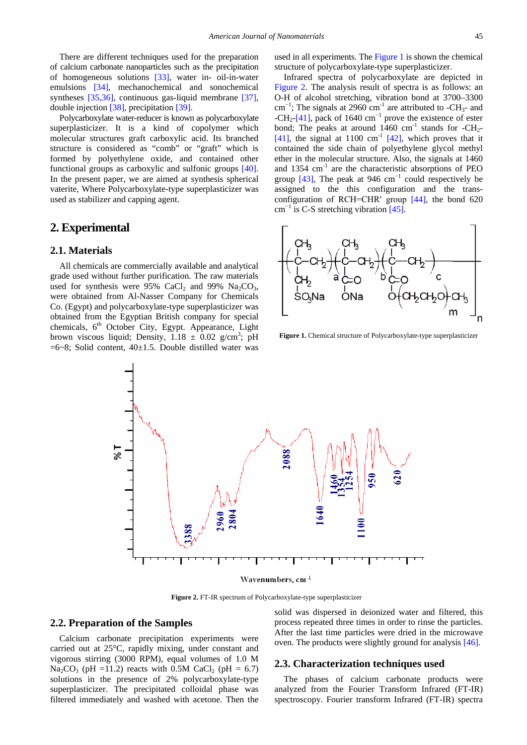There are different techniques used for the preparation of calcium carbonate nanoparticles such as the precipitation of homogeneous solutions [33], water in- oil-in-water emulsions [34], mechanochemical and sonochemical syntheses [35,36], continuous gas-liquid membrane [37], double injection [38], precipitation [39].

Polycarboxylate water-reducer is known as polycarboxylate superplasticizer. It is a kind of copolymer which molecular structures graft carboxylic acid. Its branched structure is considered as "comb" or "graft" which is formed by polyethylene oxide, and contained other functional groups as carboxylic and sulfonic groups [40]. In the present paper, we are aimed at synthesis spherical vaterite, Where Polycarboxylate-type superplasticizer was used as stabilizer and capping agent.

## 2. Experimental

### 2.1. Materials

All chemicals are commercially available and analytical grade used without further purification. The raw materials used for synthesis were 95% $CaCl_2$ and 99% $Na_2CO_3$, were obtained from Al-Nasser Company for Chemicals Co. (Egypt) and polycarboxylate-type superplasticizer was obtained from the Egyptian British company for special chemicals, 6th October City, Egypt. Appearance, Light brown viscous liquid; Density, 1.18 ± 0.02 g/cm$^3$; pH =6~8; Solid content, 40±1.5. Double distilled water was used in all experiments. The Figure 1 is shown the chemical structure of polycarboxylate-type superplasticizer.

Infrared spectra of polycarboxylate are depicted in Figure 2. The analysis result of spectra is as follows: an O-H of alcohol stretching, vibration bond at 3700–3300 cm$^{-1}$; The signals at 2960 cm$^{-1}$ are attributed to -$CH_3$- and -$CH_2$-[41], pack of 1640 cm$^{-1}$ prove the existence of ester bond; The peaks at around 1460 cm$^{-1}$ stands for -$CH_2$- [41], the signal at 1100 cm$^{-1}$ [42], which proves that it contained the side chain of polyethylene glycol methyl ether in the molecular structure. Also, the signals at 1460 and 1354 cm$^{-1}$ are the characteristic absorptions of PEO group [43], The peak at 946 cm$^{-1}$ could respectively be assigned to the this configuration and the trans-configuration of RCH=CHR′ group [44], the bond 620 cm$^{-1}$ is C-S stretching vibration [45].

**Figure 1.** Chemical structure of Polycarboxylate-type superplasticizer

**Figure 2.** FT-IR spectrum of Polycarboxylate-type superplasticizer

### 2.2. Preparation of the Samples

Calcium carbonate precipitation experiments were carried out at 25°C, rapidly mixing, under constant and vigorous stirring (3000 RPM), equal volumes of 1.0 M $Na_2CO_3$ (pH =11.2) reacts with 0.5M $CaCl_2$ (pH = 6.7) solutions in the presence of 2% polycarboxylate-type superplasticizer. The precipitated colloidal phase was filtered immediately and washed with acetone. Then the solid was dispersed in deionized water and filtered, this process repeated three times in order to rinse the particles. After the last time particles were dried in the microwave oven. The products were slightly ground for analysis [46].

### 2.3. Characterization techniques used

The phases of calcium carbonate products were analyzed from the Fourier Transform Infrared (FT-IR) spectroscopy. Fourier transform Infrared (FT-IR) spectra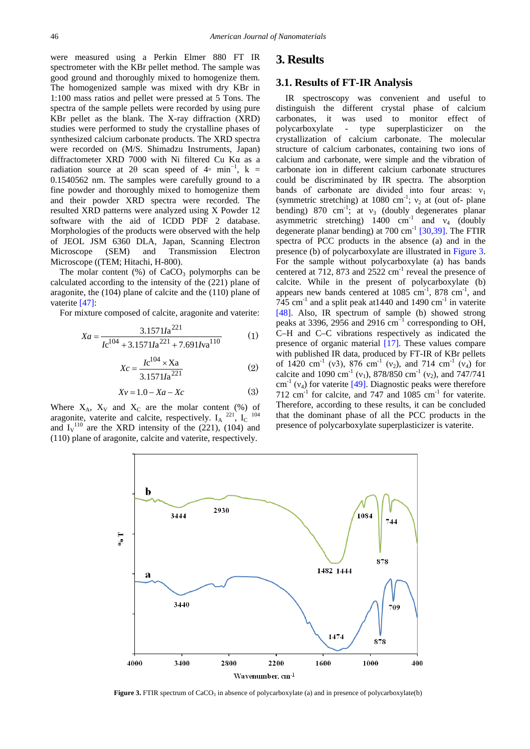were measured using a Perkin Elmer 880 FT IR spectrometer with the KBr pellet method. The sample was good ground and thoroughly mixed to homogenize them. The homogenized sample was mixed with dry KBr in 1:100 mass ratios and pellet were pressed at 5 Tons. The spectra of the sample pellets were recorded by using pure KBr pellet as the blank. The X-ray diffraction (XRD) studies were performed to study the crystalline phases of synthesized calcium carbonate products. The XRD spectra were recorded on (M/S. Shimadzu Instruments, Japan) diffractometer XRD 7000 with Ni filtered Cu Kα as a radiation source at 2θ scan speed of 4◦ $min^{-1}$, k = 0.1540562 nm. The samples were carefully ground to a fine powder and thoroughly mixed to homogenize them and their powder XRD spectra were recorded. The resulted XRD patterns were analyzed using X Powder 12 software with the aid of ICDD PDF 2 database. Morphologies of the products were observed with the help of JEOL JSM 6360 DLA, Japan, Scanning Electron Microscope (SEM) and Transmission Electron Microscope ((TEM; Hitachi, H-800).

The molar content (%) of $CaCO_3$ polymorphs can be calculated according to the intensity of the (221) plane of aragonite, the (104) plane of calcite and the (110) plane of vaterite [47]:

For mixture composed of calcite, aragonite and vaterite:

$$Xa = \frac{3.1571 Ia^{221}}{Ic^{104} + 3.1571 Ia^{221} + 7.691 Iva^{110}} \quad (1)$$

$$Xc = \frac{Ic^{104} \times Xa}{3.1571 Ia^{221}} \quad (2)$$

$$Xv = 1.0 - Xa - Xc \quad (3)$$

Where $X_A$, $X_V$ and $X_C$ are the molar content (%) of aragonite, vaterite and calcite, respectively. $I_A^{221}$, $I_C^{104}$ and $I_V^{110}$ are the XRD intensity of the (221), (104) and (110) plane of aragonite, calcite and vaterite, respectively.

# 3. Results

## 3.1. Results of FT-IR Analysis

IR spectroscopy was convenient and useful to distinguish the different crystal phase of calcium carbonates, it was used to monitor effect of polycarboxylate - type superplasticizer on the crystallization of calcium carbonate. The molecular structure of calcium carbonates, containing two ions of calcium and carbonate, were simple and the vibration of carbonate ion in different calcium carbonate structures could be discriminated by IR spectra. The absorption bands of carbonate are divided into four areas: $\nu_1$ (symmetric stretching) at 1080 $cm^{-1}$; $\nu_2$ at (out of- plane bending) 870 $cm^{-1}$; at $\nu_3$ (doubly degenerates planar asymmetric stretching) 1400 $cm^{-1}$ and $\nu_4$ (doubly degenerate planar bending) at 700 $cm^{-1}$ [30,39]. The FTIR spectra of PCC products in the absence (a) and in the presence (b) of polycarboxylate are illustrated in Figure 3. For the sample without polycarboxylate (a) has bands centered at 712, 873 and 2522 $cm^{-1}$ reveal the presence of calcite. While in the present of polycarboxylate (b) appears new bands centered at 1085 $cm^{-1}$, 878 $cm^{-1}$, and 745 $cm^{-1}$ and a split peak at1440 and 1490 $cm^{-1}$ in vaterite [48]. Also, IR spectrum of sample (b) showed strong peaks at 3396, 2956 and 2916 $cm^{-1}$ corresponding to OH, C–H and C–C vibrations respectively as indicated the presence of organic material [17]. These values compare with published IR data, produced by FT-IR of KBr pellets of 1420 $cm^{-1}$ (ν3), 876 $cm^{-1}$ ($\nu_2$), and 714 $cm^{-1}$ ($\nu_4$) for calcite and 1090 $cm^{-1}$ ($\nu_1$), 878/850 $cm^{-1}$ ($\nu_2$), and 747/741 $cm^{-1}$ ($\nu_4$) for vaterite [49]. Diagnostic peaks were therefore 712 $cm^{-1}$ for calcite, and 747 and 1085 $cm^{-1}$ for vaterite. Therefore, according to these results, it can be concluded that the dominant phase of all the PCC products in the presence of polycarboxylate superplasticizer is vaterite.

**Figure 3.** FTIR spectrum of $CaCO_3$ in absence of polycarboxylate (a) and in presence of polycarboxylate(b)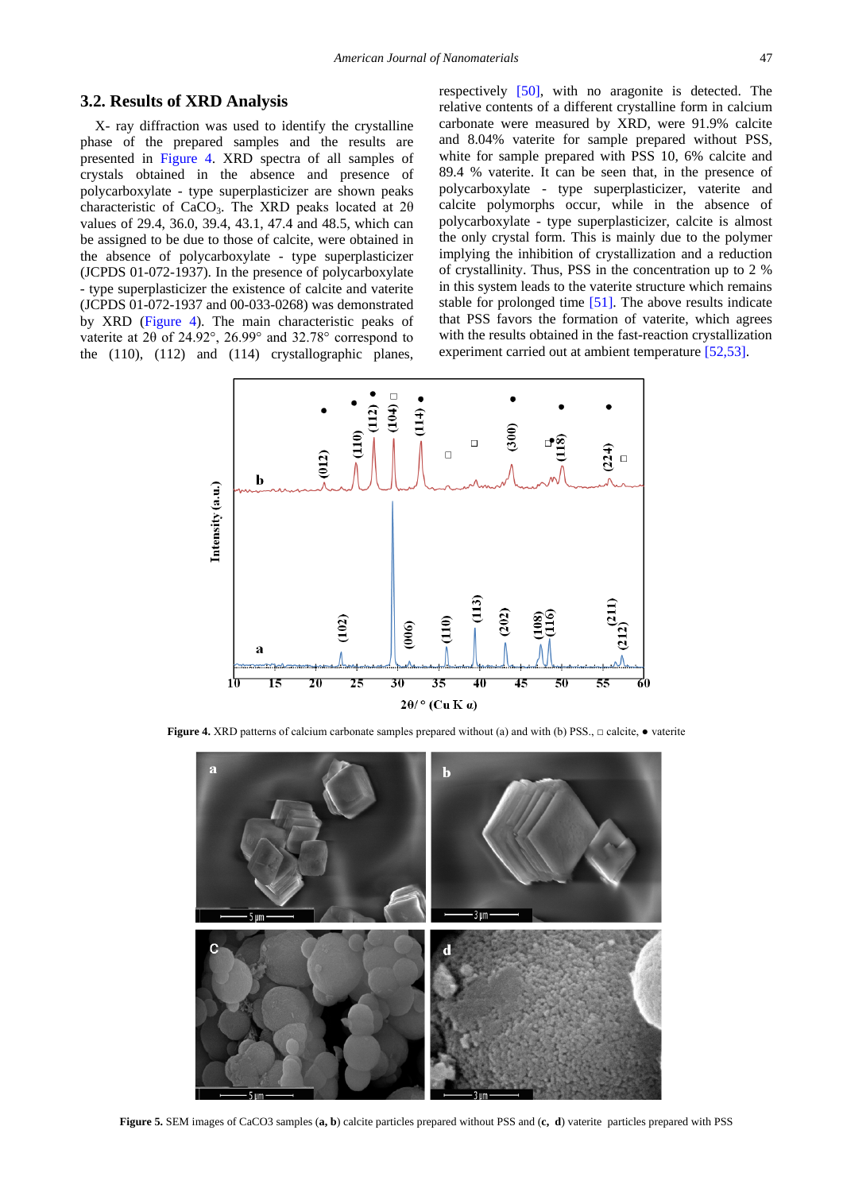### 3.2. Results of XRD Analysis

X- ray diffraction was used to identify the crystalline phase of the prepared samples and the results are presented in Figure 4. XRD spectra of all samples of crystals obtained in the absence and presence of polycarboxylate - type superplasticizer are shown peaks characteristic of $CaCO_3$. The XRD peaks located at 2θ values of 29.4, 36.0, 39.4, 43.1, 47.4 and 48.5, which can be assigned to be due to those of calcite, were obtained in the absence of polycarboxylate - type superplasticizer (JCPDS 01-072-1937). In the presence of polycarboxylate - type superplasticizer the existence of calcite and vaterite (JCPDS 01-072-1937 and 00-033-0268) was demonstrated by XRD (Figure 4). The main characteristic peaks of vaterite at 2θ of 24.92°, 26.99° and 32.78° correspond to the (110), (112) and (114) crystallographic planes, respectively [50], with no aragonite is detected. The relative contents of a different crystalline form in calcium carbonate were measured by XRD, were 91.9% calcite and 8.04% vaterite for sample prepared without PSS, white for sample prepared with PSS 10, 6% calcite and 89.4 % vaterite. It can be seen that, in the presence of polycarboxylate - type superplasticizer, vaterite and calcite polymorphs occur, while in the absence of polycarboxylate - type superplasticizer, calcite is almost the only crystal form. This is mainly due to the polymer implying the inhibition of crystallization and a reduction of crystallinity. Thus, PSS in the concentration up to 2 % in this system leads to the vaterite structure which remains stable for prolonged time [51]. The above results indicate that PSS favors the formation of vaterite, which agrees with the results obtained in the fast-reaction crystallization experiment carried out at ambient temperature [52,53].

**Figure 4.** XRD patterns of calcium carbonate samples prepared without (a) and with (b) PSS., □ calcite, ● vaterite

**Figure 5.** SEM images of CaCO3 samples (**a, b**) calcite particles prepared without PSS and (**c, d**) vaterite particles prepared with PSS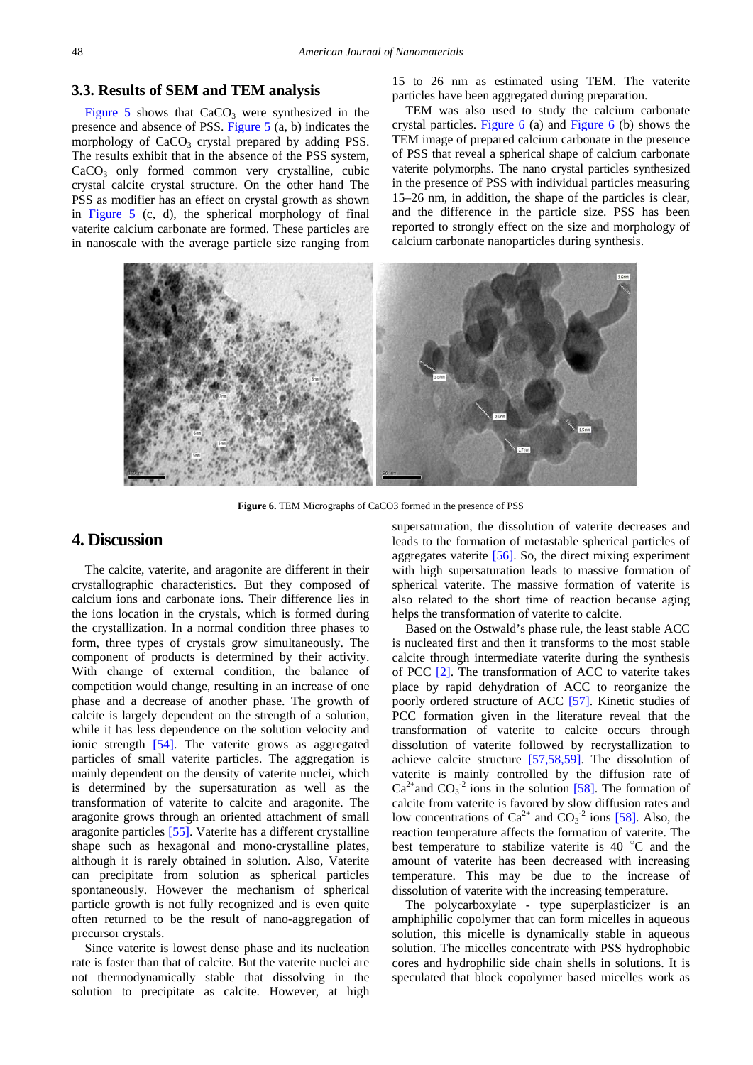### 3.3. Results of SEM and TEM analysis

Figure 5 shows that $CaCO_3$ were synthesized in the presence and absence of PSS. Figure 5 (a, b) indicates the morphology of $CaCO_3$ crystal prepared by adding PSS. The results exhibit that in the absence of the PSS system, $CaCO_3$ only formed common very crystalline, cubic crystal calcite crystal structure. On the other hand The PSS as modifier has an effect on crystal growth as shown in Figure 5 (c, d), the spherical morphology of final vaterite calcium carbonate are formed. These particles are in nanoscale with the average particle size ranging from 15 to 26 nm as estimated using TEM. The vaterite particles have been aggregated during preparation.

TEM was also used to study the calcium carbonate crystal particles. Figure 6 (a) and Figure 6 (b) shows the TEM image of prepared calcium carbonate in the presence of PSS that reveal a spherical shape of calcium carbonate vaterite polymorphs. The nano crystal particles synthesized in the presence of PSS with individual particles measuring 15–26 nm, in addition, the shape of the particles is clear, and the difference in the particle size. PSS has been reported to strongly effect on the size and morphology of calcium carbonate nanoparticles during synthesis.

**Figure 6.** TEM Micrographs of CaCO3 formed in the presence of PSS

## 4. Discussion

The calcite, vaterite, and aragonite are different in their crystallographic characteristics. But they composed of calcium ions and carbonate ions. Their difference lies in the ions location in the crystals, which is formed during the crystallization. In a normal condition three phases to form, three types of crystals grow simultaneously. The component of products is determined by their activity. With change of external condition, the balance of competition would change, resulting in an increase of one phase and a decrease of another phase. The growth of calcite is largely dependent on the strength of a solution, while it has less dependence on the solution velocity and ionic strength [54]. The vaterite grows as aggregated particles of small vaterite particles. The aggregation is mainly dependent on the density of vaterite nuclei, which is determined by the supersaturation as well as the transformation of vaterite to calcite and aragonite. The aragonite grows through an oriented attachment of small aragonite particles [55]. Vaterite has a different crystalline shape such as hexagonal and mono-crystalline plates, although it is rarely obtained in solution. Also, Vaterite can precipitate from solution as spherical particles spontaneously. However the mechanism of spherical particle growth is not fully recognized and is even quite often returned to be the result of nano-aggregation of precursor crystals.

Since vaterite is lowest dense phase and its nucleation rate is faster than that of calcite. But the vaterite nuclei are not thermodynamically stable that dissolving in the solution to precipitate as calcite. However, at high supersaturation, the dissolution of vaterite decreases and leads to the formation of metastable spherical particles of aggregates vaterite [56]. So, the direct mixing experiment with high supersaturation leads to massive formation of spherical vaterite. The massive formation of vaterite is also related to the short time of reaction because aging helps the transformation of vaterite to calcite.

Based on the Ostwald's phase rule, the least stable ACC is nucleated first and then it transforms to the most stable calcite through intermediate vaterite during the synthesis of PCC [2]. The transformation of ACC to vaterite takes place by rapid dehydration of ACC to reorganize the poorly ordered structure of ACC [57]. Kinetic studies of PCC formation given in the literature reveal that the transformation of vaterite to calcite occurs through dissolution of vaterite followed by recrystallization to achieve calcite structure [57,58,59]. The dissolution of vaterite is mainly controlled by the diffusion rate of $Ca^{2+}$and $CO_3^{-2}$ ions in the solution [58]. The formation of calcite from vaterite is favored by slow diffusion rates and low concentrations of $Ca^{2+}$ and $CO_3^{-2}$ ions [58]. Also, the reaction temperature affects the formation of vaterite. The best temperature to stabilize vaterite is 40 °C and the amount of vaterite has been decreased with increasing temperature. This may be due to the increase of dissolution of vaterite with the increasing temperature.

The polycarboxylate - type superplasticizer is an amphiphilic copolymer that can form micelles in aqueous solution, this micelle is dynamically stable in aqueous solution. The micelles concentrate with PSS hydrophobic cores and hydrophilic side chain shells in solutions. It is speculated that block copolymer based micelles work as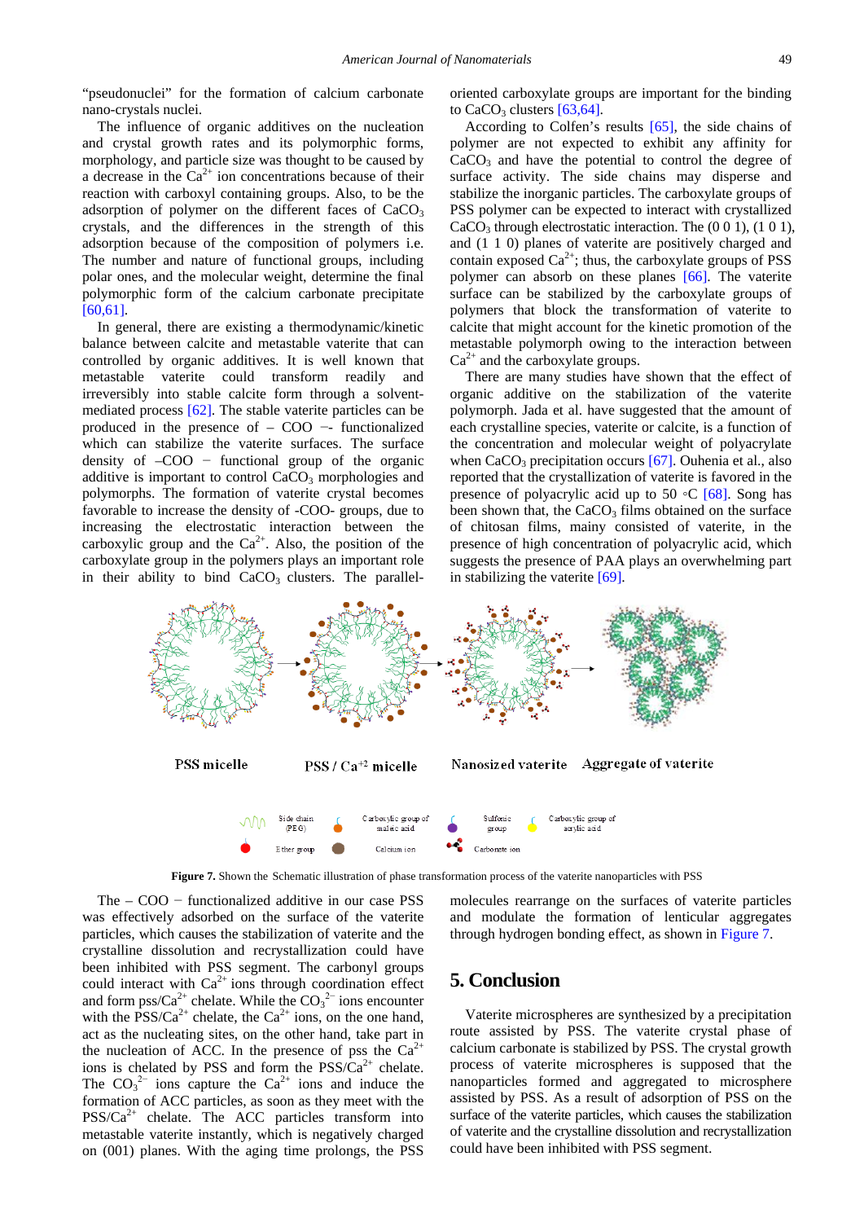"pseudonuclei" for the formation of calcium carbonate nano-crystals nuclei.

The influence of organic additives on the nucleation and crystal growth rates and its polymorphic forms, morphology, and particle size was thought to be caused by a decrease in the $Ca^{2+}$ ion concentrations because of their reaction with carboxyl containing groups. Also, to be the adsorption of polymer on the different faces of $CaCO_3$ crystals, and the differences in the strength of this adsorption because of the composition of polymers i.e. The number and nature of functional groups, including polar ones, and the molecular weight, determine the final polymorphic form of the calcium carbonate precipitate [60,61].

In general, there are existing a thermodynamic/kinetic balance between calcite and metastable vaterite that can controlled by organic additives. It is well known that metastable vaterite could transform readily and irreversibly into stable calcite form through a solvent-mediated process [62]. The stable vaterite particles can be produced in the presence of – COO −- functionalized which can stabilize the vaterite surfaces. The surface density of –COO − functional group of the organic additive is important to control $CaCO_3$ morphologies and polymorphs. The formation of vaterite crystal becomes favorable to increase the density of -COO- groups, due to increasing the electrostatic interaction between the carboxylic group and the $Ca^{2+}$. Also, the position of the carboxylate group in the polymers plays an important role in their ability to bind $CaCO_3$ clusters. The parallel-oriented carboxylate groups are important for the binding to $CaCO_3$ clusters [63,64].

According to Colfen's results [65], the side chains of polymer are not expected to exhibit any affinity for $CaCO_3$ and have the potential to control the degree of surface activity. The side chains may disperse and stabilize the inorganic particles. The carboxylate groups of PSS polymer can be expected to interact with crystallized $CaCO_3$ through electrostatic interaction. The (0 0 1), (1 0 1), and (1 1 0) planes of vaterite are positively charged and contain exposed $Ca^{2+}$; thus, the carboxylate groups of PSS polymer can absorb on these planes [66]. The vaterite surface can be stabilized by the carboxylate groups of polymers that block the transformation of vaterite to calcite that might account for the kinetic promotion of the metastable polymorph owing to the interaction between $Ca^{2+}$ and the carboxylate groups.

There are many studies have shown that the effect of organic additive on the stabilization of the vaterite polymorph. Jada et al. have suggested that the amount of each crystalline species, vaterite or calcite, is a function of the concentration and molecular weight of polyacrylate when $CaCO_3$ precipitation occurs [67]. Ouhenia et al., also reported that the crystallization of vaterite is favored in the presence of polyacrylic acid up to 50 ◦C [68]. Song has been shown that, the $CaCO_3$ films obtained on the surface of chitosan films, mainy consisted of vaterite, in the presence of high concentration of polyacrylic acid, which suggests the presence of PAA plays an overwhelming part in stabilizing the vaterite [69].

**Figure 7.** Shown the Schematic illustration of phase transformation process of the vaterite nanoparticles with PSS

The – COO − functionalized additive in our case PSS was effectively adsorbed on the surface of the vaterite particles, which causes the stabilization of vaterite and the crystalline dissolution and recrystallization could have been inhibited with PSS segment. The carbonyl groups could interact with $Ca^{2+}$ ions through coordination effect and form pss/$Ca^{2+}$ chelate. While the $CO_3^{2-}$ ions encounter with the PSS/$Ca^{2+}$ chelate, the $Ca^{2+}$ ions, on the one hand, act as the nucleating sites, on the other hand, take part in the nucleation of ACC. In the presence of pss the $Ca^{2+}$ ions is chelated by PSS and form the PSS/$Ca^{2+}$ chelate. The $CO_3^{2-}$ ions capture the $Ca^{2+}$ ions and induce the formation of ACC particles, as soon as they meet with the PSS/$Ca^{2+}$ chelate. The ACC particles transform into metastable vaterite instantly, which is negatively charged on (001) planes. With the aging time prolongs, the PSS molecules rearrange on the surfaces of vaterite particles and modulate the formation of lenticular aggregates through hydrogen bonding effect, as shown in Figure 7.

## 5. Conclusion

Vaterite microspheres are synthesized by a precipitation route assisted by PSS. The vaterite crystal phase of calcium carbonate is stabilized by PSS. The crystal growth process of vaterite microspheres is supposed that the nanoparticles formed and aggregated to microsphere assisted by PSS. As a result of adsorption of PSS on the surface of the vaterite particles, which causes the stabilization of vaterite and the crystalline dissolution and recrystallization could have been inhibited with PSS segment.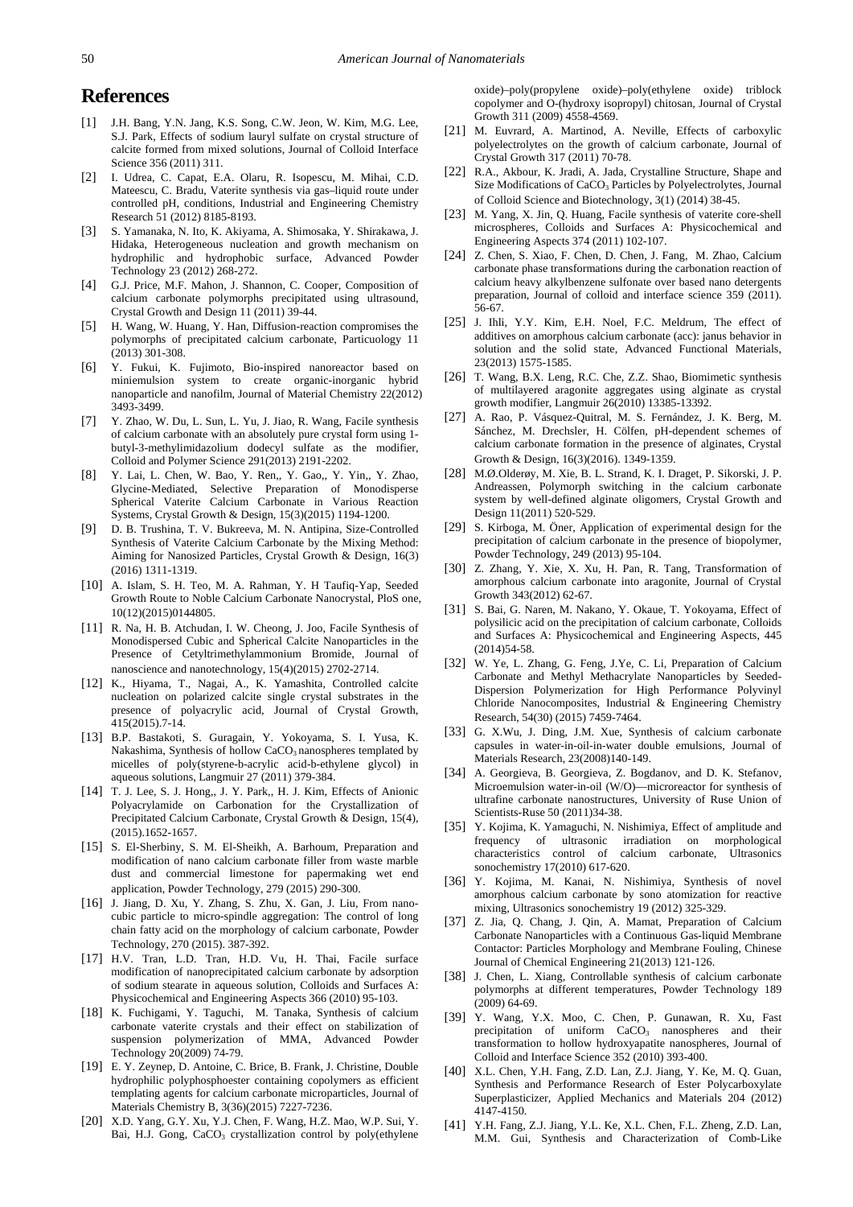## References

[1] J.H. Bang, Y.N. Jang, K.S. Song, C.W. Jeon, W. Kim, M.G. Lee, S.J. Park, Effects of sodium lauryl sulfate on crystal structure of calcite formed from mixed solutions, Journal of Colloid Interface Science 356 (2011) 311.

[2] I. Udrea, C. Capat, E.A. Olaru, R. Isopescu, M. Mihai, C.D. Mateescu, C. Bradu, Vaterite synthesis via gas–liquid route under controlled pH, conditions, Industrial and Engineering Chemistry Research 51 (2012) 8185-8193.

[3] S. Yamanaka, N. Ito, K. Akiyama, A. Shimosaka, Y. Shirakawa, J. Hidaka, Heterogeneous nucleation and growth mechanism on hydrophilic and hydrophobic surface, Advanced Powder Technology 23 (2012) 268-272.

[4] G.J. Price, M.F. Mahon, J. Shannon, C. Cooper, Composition of calcium carbonate polymorphs precipitated using ultrasound, Crystal Growth and Design 11 (2011) 39-44.

[5] H. Wang, W. Huang, Y. Han, Diffusion-reaction compromises the polymorphs of precipitated calcium carbonate, Particuology 11 (2013) 301-308.

[6] Y. Fukui, K. Fujimoto, Bio-inspired nanoreactor based on miniemulsion system to create organic-inorganic hybrid nanoparticle and nanofilm, Journal of Material Chemistry 22(2012) 3493-3499.

[7] Y. Zhao, W. Du, L. Sun, L. Yu, J. Jiao, R. Wang, Facile synthesis of calcium carbonate with an absolutely pure crystal form using 1-butyl-3-methylimidazolium dodecyl sulfate as the modifier, Colloid and Polymer Science 291(2013) 2191-2202.

[8] Y. Lai, L. Chen, W. Bao, Y. Ren,, Y. Gao,, Y. Yin,, Y. Zhao, Glycine-Mediated, Selective Preparation of Monodisperse Spherical Vaterite Calcium Carbonate in Various Reaction Systems, Crystal Growth & Design, 15(3)(2015) 1194-1200.

[9] D. B. Trushina, T. V. Bukreeva, M. N. Antipina, Size-Controlled Synthesis of Vaterite Calcium Carbonate by the Mixing Method: Aiming for Nanosized Particles, Crystal Growth & Design, 16(3) (2016) 1311-1319.

[10] A. Islam, S. H. Teo, M. A. Rahman, Y. H Taufiq-Yap, Seeded Growth Route to Noble Calcium Carbonate Nanocrystal, PloS one, 10(12)(2015)0144805.

[11] R. Na, H. B. Atchudan, I. W. Cheong, J. Joo, Facile Synthesis of Monodispersed Cubic and Spherical Calcite Nanoparticles in the Presence of Cetyltrimethylammonium Bromide, Journal of nanoscience and nanotechnology, 15(4)(2015) 2702-2714.

[12] K., Hiyama, T., Nagai, A., K. Yamashita, Controlled calcite nucleation on polarized calcite single crystal substrates in the presence of polyacrylic acid, Journal of Crystal Growth, 415(2015).7-14.

[13] B.P. Bastakoti, S. Guragain, Y. Yokoyama, S. I. Yusa, K. Nakashima, Synthesis of hollow $CaCO_3$ nanospheres templated by micelles of poly(styrene-b-acrylic acid-b-ethylene glycol) in aqueous solutions, Langmuir 27 (2011) 379-384.

[14] T. J. Lee, S. J. Hong,, J. Y. Park,, H. J. Kim, Effects of Anionic Polyacrylamide on Carbonation for the Crystallization of Precipitated Calcium Carbonate, Crystal Growth & Design, 15(4), (2015).1652-1657.

[15] S. El-Sherbiny, S. M. El-Sheikh, A. Barhoum, Preparation and modification of nano calcium carbonate filler from waste marble dust and commercial limestone for papermaking wet end application, Powder Technology, 279 (2015) 290-300.

[16] J. Jiang, D. Xu, Y. Zhang, S. Zhu, X. Gan, J. Liu, From nano-cubic particle to micro-spindle aggregation: The control of long chain fatty acid on the morphology of calcium carbonate, Powder Technology, 270 (2015). 387-392.

[17] H.V. Tran, L.D. Tran, H.D. Vu, H. Thai, Facile surface modification of nanoprecipitated calcium carbonate by adsorption of sodium stearate in aqueous solution, Colloids and Surfaces A: Physicochemical and Engineering Aspects 366 (2010) 95-103.

[18] K. Fuchigami, Y. Taguchi, M. Tanaka, Synthesis of calcium carbonate vaterite crystals and their effect on stabilization of suspension polymerization of MMA, Advanced Powder Technology 20(2009) 74-79.

[19] E. Y. Zeynep, D. Antoine, C. Brice, B. Frank, J. Christine, Double hydrophilic polyphosphoester containing copolymers as efficient templating agents for calcium carbonate microparticles, Journal of Materials Chemistry B, 3(36)(2015) 7227-7236.

[20] X.D. Yang, G.Y. Xu, Y.J. Chen, F. Wang, H.Z. Mao, W.P. Sui, Y. Bai, H.J. Gong, $CaCO_3$ crystallization control by poly(ethylene oxide)–poly(propylene oxide)–poly(ethylene oxide) triblock copolymer and O-(hydroxy isopropyl) chitosan, Journal of Crystal Growth 311 (2009) 4558-4569.

[21] M. Euvrard, A. Martinod, A. Neville, Effects of carboxylic polyelectrolytes on the growth of calcium carbonate, Journal of Crystal Growth 317 (2011) 70-78.

[22] R.A., Akbour, K. Jradi, A. Jada, Crystalline Structure, Shape and Size Modifications of $CaCO_3$ Particles by Polyelectrolytes, Journal of Colloid Science and Biotechnology, 3(1) (2014) 38-45.

[23] M. Yang, X. Jin, Q. Huang, Facile synthesis of vaterite core-shell microspheres, Colloids and Surfaces A: Physicochemical and Engineering Aspects 374 (2011) 102-107.

[24] Z. Chen, S. Xiao, F. Chen, D. Chen, J. Fang, M. Zhao, Calcium carbonate phase transformations during the carbonation reaction of calcium heavy alkylbenzene sulfonate over based nano detergents preparation, Journal of colloid and interface science 359 (2011). 56-67.

[25] J. Ihli, Y.Y. Kim, E.H. Noel, F.C. Meldrum, The effect of additives on amorphous calcium carbonate (acc): janus behavior in solution and the solid state, Advanced Functional Materials, 23(2013) 1575-1585.

[26] T. Wang, B.X. Leng, R.C. Che, Z.Z. Shao, Biomimetic synthesis of multilayered aragonite aggregates using alginate as crystal growth modifier, Langmuir 26(2010) 13385-13392.

[27] A. Rao, P. Vásquez-Quitral, M. S. Fernández, J. K. Berg, M. Sánchez, M. Drechsler, H. Cölfen, pH-dependent schemes of calcium carbonate formation in the presence of alginates, Crystal Growth & Design, 16(3)(2016). 1349-1359.

[28] M.Ø.Olderøy, M. Xie, B. L. Strand, K. I. Draget, P. Sikorski, J. P. Andreassen, Polymorph switching in the calcium carbonate system by well-defined alginate oligomers, Crystal Growth and Design 11(2011) 520-529.

[29] S. Kirboga, M. Öner, Application of experimental design for the precipitation of calcium carbonate in the presence of biopolymer, Powder Technology, 249 (2013) 95-104.

[30] Z. Zhang, Y. Xie, X. Xu, H. Pan, R. Tang, Transformation of amorphous calcium carbonate into aragonite, Journal of Crystal Growth 343(2012) 62-67.

[31] S. Bai, G. Naren, M. Nakano, Y. Okaue, T. Yokoyama, Effect of polysilicic acid on the precipitation of calcium carbonate, Colloids and Surfaces A: Physicochemical and Engineering Aspects, 445 (2014)54-58.

[32] W. Ye, L. Zhang, G. Feng, J.Ye, C. Li, Preparation of Calcium Carbonate and Methyl Methacrylate Nanoparticles by Seeded-Dispersion Polymerization for High Performance Polyvinyl Chloride Nanocomposites, Industrial & Engineering Chemistry Research, 54(30) (2015) 7459-7464.

[33] G. X.Wu, J. Ding, J.M. Xue, Synthesis of calcium carbonate capsules in water-in-oil-in-water double emulsions, Journal of Materials Research, 23(2008)140-149.

[34] A. Georgieva, B. Georgieva, Z. Bogdanov, and D. K. Stefanov, Microemulsion water-in-oil (W/O)—microreactor for synthesis of ultrafine carbonate nanostructures, University of Ruse Union of Scientists-Ruse 50 (2011)34-38.

[35] Y. Kojima, K. Yamaguchi, N. Nishimiya, Effect of amplitude and frequency of ultrasonic irradiation on morphological characteristics control of calcium carbonate, Ultrasonics sonochemistry 17(2010) 617-620.

[36] Y. Kojima, M. Kanai, N. Nishimiya, Synthesis of novel amorphous calcium carbonate by sono atomization for reactive mixing, Ultrasonics sonochemistry 19 (2012) 325-329.

[37] Z. Jia, Q. Chang, J. Qin, A. Mamat, Preparation of Calcium Carbonate Nanoparticles with a Continuous Gas-liquid Membrane Contactor: Particles Morphology and Membrane Fouling, Chinese Journal of Chemical Engineering 21(2013) 121-126.

[38] J. Chen, L. Xiang, Controllable synthesis of calcium carbonate polymorphs at different temperatures, Powder Technology 189 (2009) 64-69.

[39] Y. Wang, Y.X. Moo, C. Chen, P. Gunawan, R. Xu, Fast precipitation of uniform $CaCO_3$ nanospheres and their transformation to hollow hydroxyapatite nanospheres, Journal of Colloid and Interface Science 352 (2010) 393-400.

[40] X.L. Chen, Y.H. Fang, Z.D. Lan, Z.J. Jiang, Y. Ke, M. Q. Guan, Synthesis and Performance Research of Ester Polycarboxylate Superplasticizer, Applied Mechanics and Materials 204 (2012) 4147-4150.

[41] Y.H. Fang, Z.J. Jiang, Y.L. Ke, X.L. Chen, F.L. Zheng, Z.D. Lan, M.M. Gui, Synthesis and Characterization of Comb-Like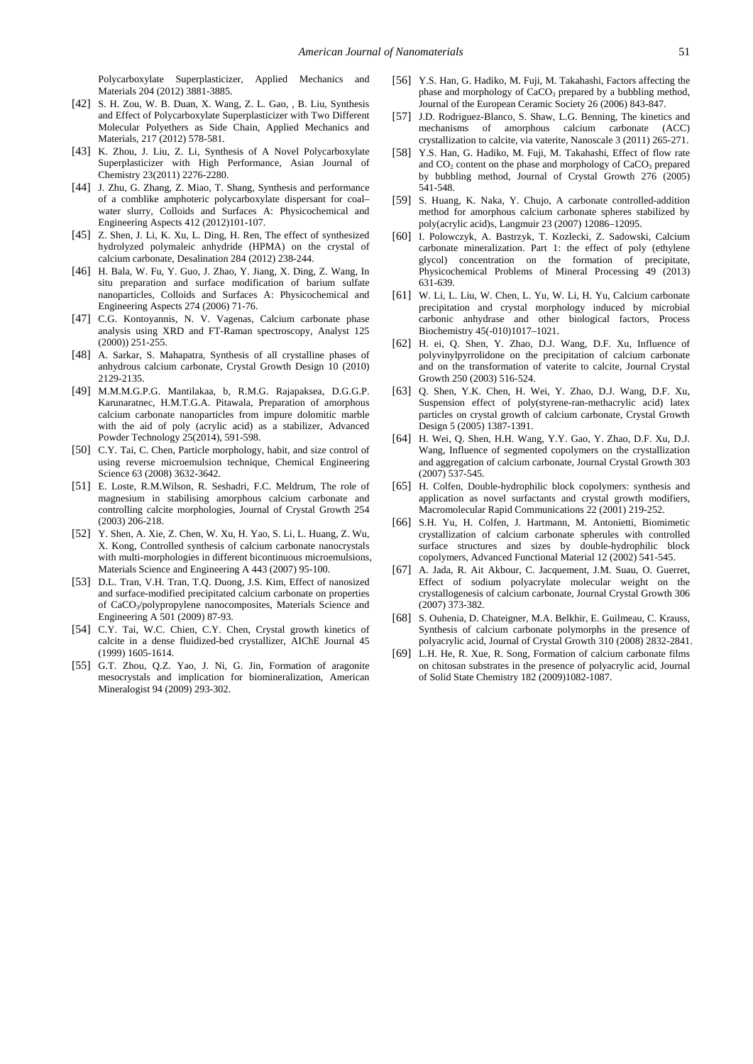Polycarboxylate Superplasticizer, Applied Mechanics and Materials 204 (2012) 3881-3885.

[42] S. H. Zou, W. B. Duan, X. Wang, Z. L. Gao, , B. Liu, Synthesis and Effect of Polycarboxylate Superplasticizer with Two Different Molecular Polyethers as Side Chain, Applied Mechanics and Materials, 217 (2012) 578-581.

[43] K. Zhou, J. Liu, Z. Li, Synthesis of A Novel Polycarboxylate Superplasticizer with High Performance, Asian Journal of Chemistry 23(2011) 2276-2280.

[44] J. Zhu, G. Zhang, Z. Miao, T. Shang, Synthesis and performance of a comblike amphoteric polycarboxylate dispersant for coal–water slurry, Colloids and Surfaces A: Physicochemical and Engineering Aspects 412 (2012)101-107.

[45] Z. Shen, J. Li, K. Xu, L. Ding, H. Ren, The effect of synthesized hydrolyzed polymaleic anhydride (HPMA) on the crystal of calcium carbonate, Desalination 284 (2012) 238-244.

[46] H. Bala, W. Fu, Y. Guo, J. Zhao, Y. Jiang, X. Ding, Z. Wang, In situ preparation and surface modification of barium sulfate nanoparticles, Colloids and Surfaces A: Physicochemical and Engineering Aspects 274 (2006) 71-76.

[47] C.G. Kontoyannis, N. V. Vagenas, Calcium carbonate phase analysis using XRD and FT-Raman spectroscopy, Analyst 125 (2000)) 251-255.

[48] A. Sarkar, S. Mahapatra, Synthesis of all crystalline phases of anhydrous calcium carbonate, Crystal Growth Design 10 (2010) 2129-2135.

[49] M.M.M.G.P.G. Mantilakaa, b, R.M.G. Rajapaksea, D.G.G.P. Karunaratnec, H.M.T.G.A. Pitawala, Preparation of amorphous calcium carbonate nanoparticles from impure dolomitic marble with the aid of poly (acrylic acid) as a stabilizer, Advanced Powder Technology 25(2014), 591-598.

[50] C.Y. Tai, C. Chen, Particle morphology, habit, and size control of using reverse microemulsion technique, Chemical Engineering Science 63 (2008) 3632-3642.

[51] E. Loste, R.M.Wilson, R. Seshadri, F.C. Meldrum, The role of magnesium in stabilising amorphous calcium carbonate and controlling calcite morphologies, Journal of Crystal Growth 254 (2003) 206-218.

[52] Y. Shen, A. Xie, Z. Chen, W. Xu, H. Yao, S. Li, L. Huang, Z. Wu, X. Kong, Controlled synthesis of calcium carbonate nanocrystals with multi-morphologies in different bicontinuous microemulsions, Materials Science and Engineering A 443 (2007) 95-100.

[53] D.L. Tran, V.H. Tran, T.Q. Duong, J.S. Kim, Effect of nanosized and surface-modified precipitated calcium carbonate on properties of $CaCO_3$/polypropylene nanocomposites, Materials Science and Engineering A 501 (2009) 87-93.

[54] C.Y. Tai, W.C. Chien, C.Y. Chen, Crystal growth kinetics of calcite in a dense fluidized-bed crystallizer, AIChE Journal 45 (1999) 1605-1614.

[55] G.T. Zhou, Q.Z. Yao, J. Ni, G. Jin, Formation of aragonite mesocrystals and implication for biomineralization, American Mineralogist 94 (2009) 293-302.

[56] Y.S. Han, G. Hadiko, M. Fuji, M. Takahashi, Factors affecting the phase and morphology of $CaCO_3$ prepared by a bubbling method, Journal of the European Ceramic Society 26 (2006) 843-847.

[57] J.D. Rodriguez-Blanco, S. Shaw, L.G. Benning, The kinetics and mechanisms of amorphous calcium carbonate (ACC) crystallization to calcite, via vaterite, Nanoscale 3 (2011) 265-271.

[58] Y.S. Han, G. Hadiko, M. Fuji, M. Takahashi, Effect of flow rate and $CO_2$ content on the phase and morphology of $CaCO_3$ prepared by bubbling method, Journal of Crystal Growth 276 (2005) 541-548.

[59] S. Huang, K. Naka, Y. Chujo, A carbonate controlled-addition method for amorphous calcium carbonate spheres stabilized by poly(acrylic acid)s, Langmuir 23 (2007) 12086–12095.

[60] I. Polowczyk, A. Bastrzyk, T. Kozlecki, Z. Sadowski, Calcium carbonate mineralization. Part 1: the effect of poly (ethylene glycol) concentration on the formation of precipitate, Physicochemical Problems of Mineral Processing 49 (2013) 631-639.

[61] W. Li, L. Liu, W. Chen, L. Yu, W. Li, H. Yu, Calcium carbonate precipitation and crystal morphology induced by microbial carbonic anhydrase and other biological factors, Process Biochemistry 45(-010)1017–1021.

[62] H. ei, Q. Shen, Y. Zhao, D.J. Wang, D.F. Xu, Influence of polyvinylpyrrolidone on the precipitation of calcium carbonate and on the transformation of vaterite to calcite, Journal Crystal Growth 250 (2003) 516-524.

[63] Q. Shen, Y.K. Chen, H. Wei, Y. Zhao, D.J. Wang, D.F. Xu, Suspension effect of poly(styrene-ran-methacrylic acid) latex particles on crystal growth of calcium carbonate, Crystal Growth Design 5 (2005) 1387-1391.

[64] H. Wei, Q. Shen, H.H. Wang, Y.Y. Gao, Y. Zhao, D.F. Xu, D.J. Wang, Influence of segmented copolymers on the crystallization and aggregation of calcium carbonate, Journal Crystal Growth 303 (2007) 537-545.

[65] H. Colfen, Double-hydrophilic block copolymers: synthesis and application as novel surfactants and crystal growth modifiers, Macromolecular Rapid Communications 22 (2001) 219-252.

[66] S.H. Yu, H. Colfen, J. Hartmann, M. Antonietti, Biomimetic crystallization of calcium carbonate spherules with controlled surface structures and sizes by double-hydrophilic block copolymers, Advanced Functional Material 12 (2002) 541-545.

[67] A. Jada, R. Ait Akbour, C. Jacquement, J.M. Suau, O. Guerret, Effect of sodium polyacrylate molecular weight on the crystallogenesis of calcium carbonate, Journal Crystal Growth 306 (2007) 373-382.

[68] S. Ouhenia, D. Chateigner, M.A. Belkhir, E. Guilmeau, C. Krauss, Synthesis of calcium carbonate polymorphs in the presence of polyacrylic acid, Journal of Crystal Growth 310 (2008) 2832-2841.

[69] L.H. He, R. Xue, R. Song, Formation of calcium carbonate films on chitosan substrates in the presence of polyacrylic acid, Journal of Solid State Chemistry 182 (2009)1082-1087.